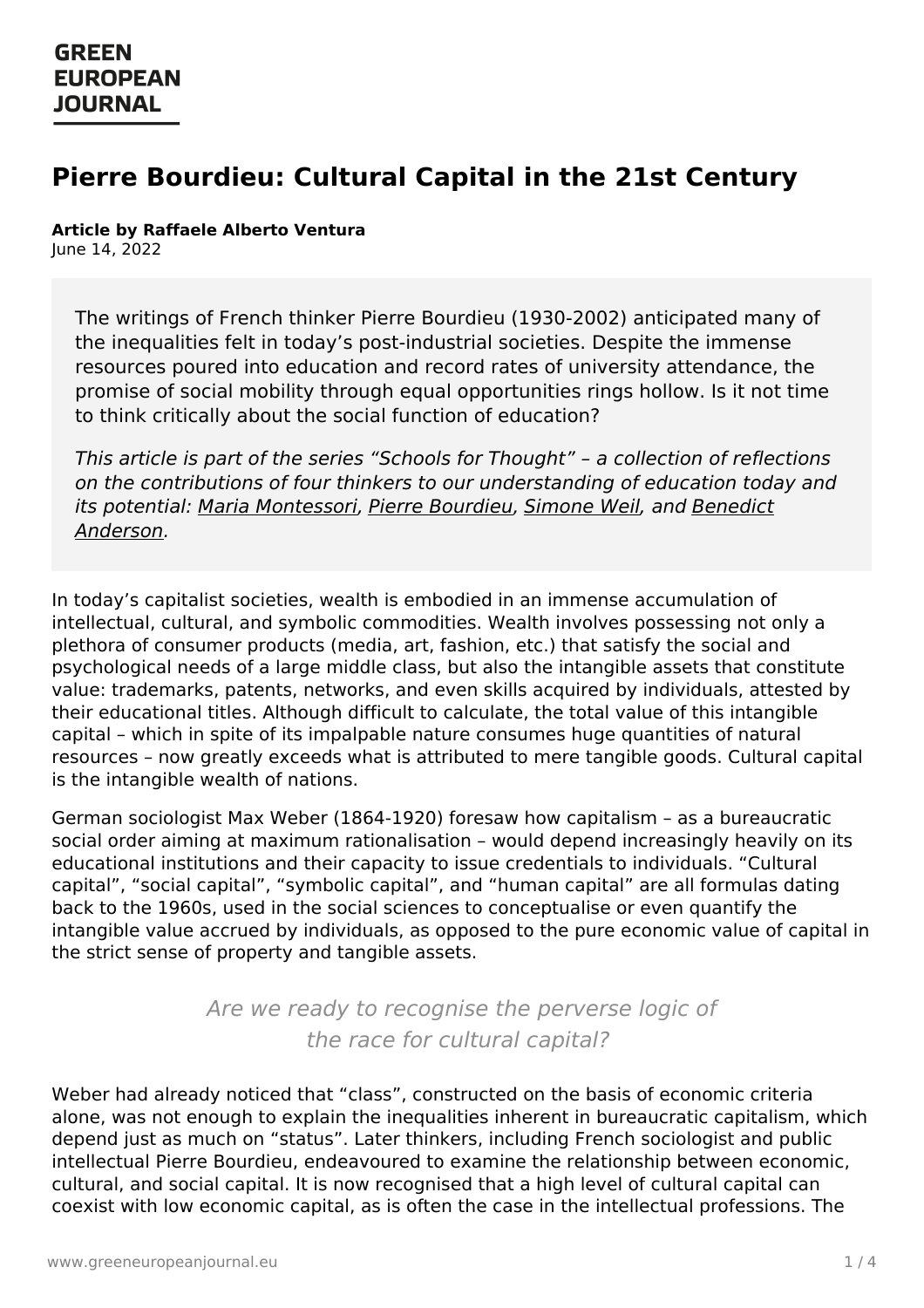**GREEN EUROPEAN JOURNAL**

# Pierre Bourdieu: Cultural Capital in the 21st Century

**Article by Raffaele Alberto Ventura**
June 14, 2022

The writings of French thinker Pierre Bourdieu (1930-2002) anticipated many of the inequalities felt in today's post-industrial societies. Despite the immense resources poured into education and record rates of university attendance, the promise of social mobility through equal opportunities rings hollow. Is it not time to think critically about the social function of education?

*This article is part of the series "Schools for Thought" – a collection of reflections on the contributions of four thinkers to our understanding of education today and its potential: Maria Montessori, Pierre Bourdieu, Simone Weil, and Benedict Anderson.*

In today's capitalist societies, wealth is embodied in an immense accumulation of intellectual, cultural, and symbolic commodities. Wealth involves possessing not only a plethora of consumer products (media, art, fashion, etc.) that satisfy the social and psychological needs of a large middle class, but also the intangible assets that constitute value: trademarks, patents, networks, and even skills acquired by individuals, attested by their educational titles. Although difficult to calculate, the total value of this intangible capital – which in spite of its impalpable nature consumes huge quantities of natural resources – now greatly exceeds what is attributed to mere tangible goods. Cultural capital is the intangible wealth of nations.

German sociologist Max Weber (1864-1920) foresaw how capitalism – as a bureaucratic social order aiming at maximum rationalisation – would depend increasingly heavily on its educational institutions and their capacity to issue credentials to individuals. "Cultural capital", "social capital", "symbolic capital", and "human capital" are all formulas dating back to the 1960s, used in the social sciences to conceptualise or even quantify the intangible value accrued by individuals, as opposed to the pure economic value of capital in the strict sense of property and tangible assets.

> *Are we ready to recognise the perverse logic of the race for cultural capital?*

Weber had already noticed that "class", constructed on the basis of economic criteria alone, was not enough to explain the inequalities inherent in bureaucratic capitalism, which depend just as much on "status". Later thinkers, including French sociologist and public intellectual Pierre Bourdieu, endeavoured to examine the relationship between economic, cultural, and social capital. It is now recognised that a high level of cultural capital can coexist with low economic capital, as is often the case in the intellectual professions. The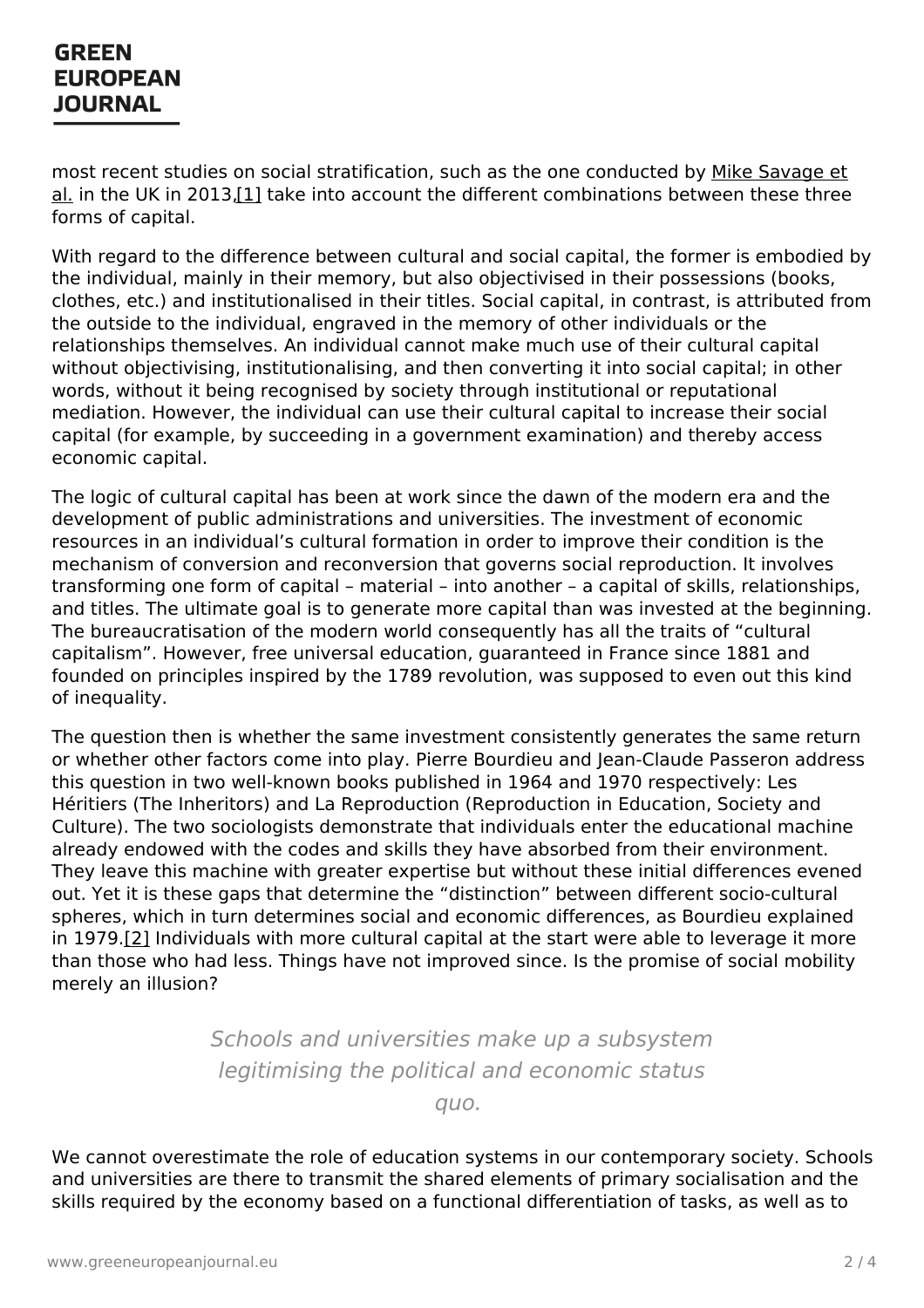most recent studies on social stratification, such as the one conducted by Mike Savage et al. in the UK in 2013,[1] take into account the different combinations between these three forms of capital.

With regard to the difference between cultural and social capital, the former is embodied by the individual, mainly in their memory, but also objectivised in their possessions (books, clothes, etc.) and institutionalised in their titles. Social capital, in contrast, is attributed from the outside to the individual, engraved in the memory of other individuals or the relationships themselves. An individual cannot make much use of their cultural capital without objectivising, institutionalising, and then converting it into social capital; in other words, without it being recognised by society through institutional or reputational mediation. However, the individual can use their cultural capital to increase their social capital (for example, by succeeding in a government examination) and thereby access economic capital.

The logic of cultural capital has been at work since the dawn of the modern era and the development of public administrations and universities. The investment of economic resources in an individual's cultural formation in order to improve their condition is the mechanism of conversion and reconversion that governs social reproduction. It involves transforming one form of capital – material – into another – a capital of skills, relationships, and titles. The ultimate goal is to generate more capital than was invested at the beginning. The bureaucratisation of the modern world consequently has all the traits of "cultural capitalism". However, free universal education, guaranteed in France since 1881 and founded on principles inspired by the 1789 revolution, was supposed to even out this kind of inequality.

The question then is whether the same investment consistently generates the same return or whether other factors come into play. Pierre Bourdieu and Jean-Claude Passeron address this question in two well-known books published in 1964 and 1970 respectively: Les Héritiers (The Inheritors) and La Reproduction (Reproduction in Education, Society and Culture). The two sociologists demonstrate that individuals enter the educational machine already endowed with the codes and skills they have absorbed from their environment. They leave this machine with greater expertise but without these initial differences evened out. Yet it is these gaps that determine the "distinction" between different socio-cultural spheres, which in turn determines social and economic differences, as Bourdieu explained in 1979.[2] Individuals with more cultural capital at the start were able to leverage it more than those who had less. Things have not improved since. Is the promise of social mobility merely an illusion?

> *Schools and universities make up a subsystem legitimising the political and economic status quo.*

We cannot overestimate the role of education systems in our contemporary society. Schools and universities are there to transmit the shared elements of primary socialisation and the skills required by the economy based on a functional differentiation of tasks, as well as to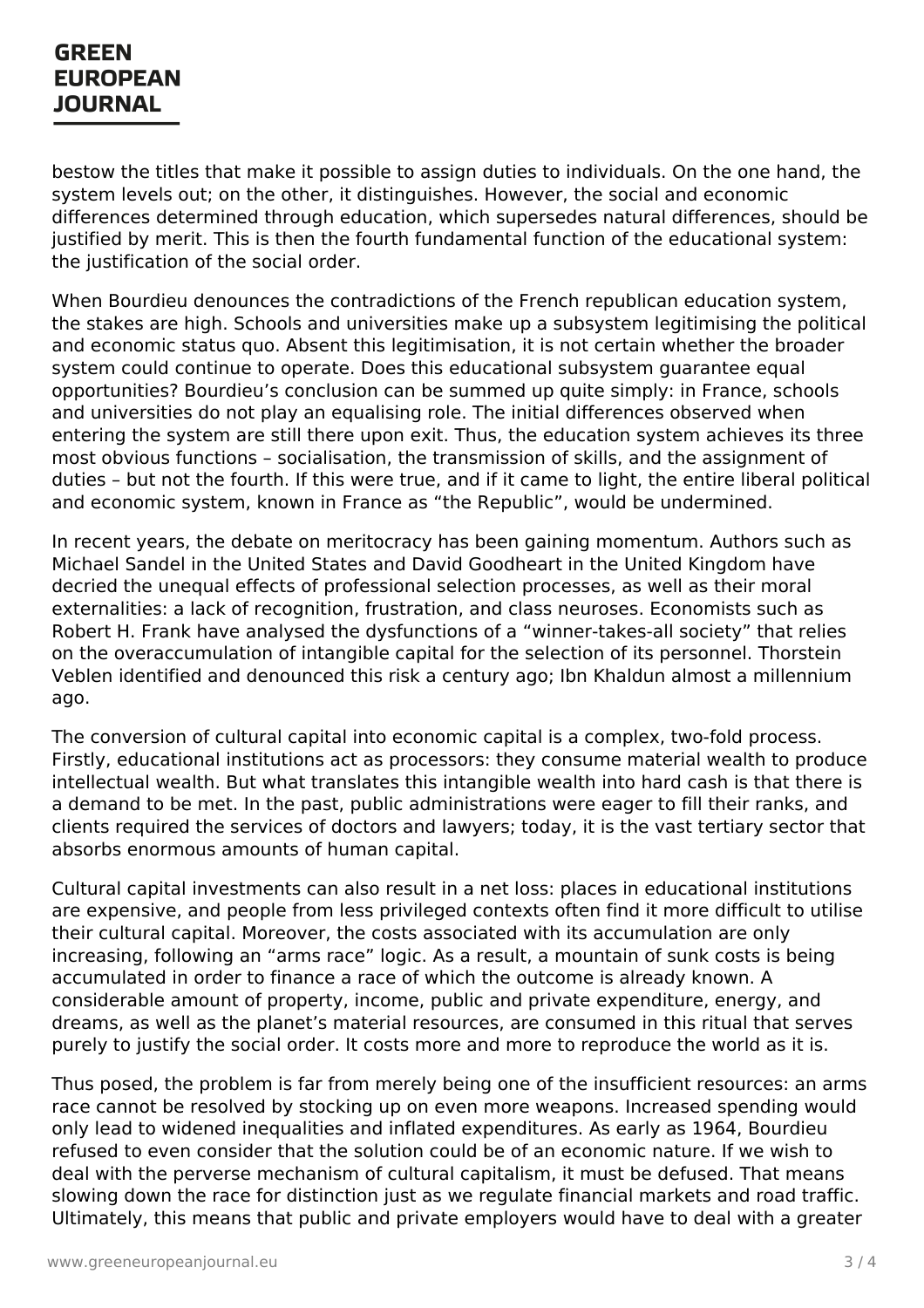bestow the titles that make it possible to assign duties to individuals. On the one hand, the system levels out; on the other, it distinguishes. However, the social and economic differences determined through education, which supersedes natural differences, should be justified by merit. This is then the fourth fundamental function of the educational system: the justification of the social order.

When Bourdieu denounces the contradictions of the French republican education system, the stakes are high. Schools and universities make up a subsystem legitimising the political and economic status quo. Absent this legitimisation, it is not certain whether the broader system could continue to operate. Does this educational subsystem guarantee equal opportunities? Bourdieu's conclusion can be summed up quite simply: in France, schools and universities do not play an equalising role. The initial differences observed when entering the system are still there upon exit. Thus, the education system achieves its three most obvious functions – socialisation, the transmission of skills, and the assignment of duties – but not the fourth. If this were true, and if it came to light, the entire liberal political and economic system, known in France as "the Republic", would be undermined.

In recent years, the debate on meritocracy has been gaining momentum. Authors such as Michael Sandel in the United States and David Goodheart in the United Kingdom have decried the unequal effects of professional selection processes, as well as their moral externalities: a lack of recognition, frustration, and class neuroses. Economists such as Robert H. Frank have analysed the dysfunctions of a "winner-takes-all society" that relies on the overaccumulation of intangible capital for the selection of its personnel. Thorstein Veblen identified and denounced this risk a century ago; Ibn Khaldun almost a millennium ago.

The conversion of cultural capital into economic capital is a complex, two-fold process. Firstly, educational institutions act as processors: they consume material wealth to produce intellectual wealth. But what translates this intangible wealth into hard cash is that there is a demand to be met. In the past, public administrations were eager to fill their ranks, and clients required the services of doctors and lawyers; today, it is the vast tertiary sector that absorbs enormous amounts of human capital.

Cultural capital investments can also result in a net loss: places in educational institutions are expensive, and people from less privileged contexts often find it more difficult to utilise their cultural capital. Moreover, the costs associated with its accumulation are only increasing, following an "arms race" logic. As a result, a mountain of sunk costs is being accumulated in order to finance a race of which the outcome is already known. A considerable amount of property, income, public and private expenditure, energy, and dreams, as well as the planet's material resources, are consumed in this ritual that serves purely to justify the social order. It costs more and more to reproduce the world as it is.

Thus posed, the problem is far from merely being one of the insufficient resources: an arms race cannot be resolved by stocking up on even more weapons. Increased spending would only lead to widened inequalities and inflated expenditures. As early as 1964, Bourdieu refused to even consider that the solution could be of an economic nature. If we wish to deal with the perverse mechanism of cultural capitalism, it must be defused. That means slowing down the race for distinction just as we regulate financial markets and road traffic. Ultimately, this means that public and private employers would have to deal with a greater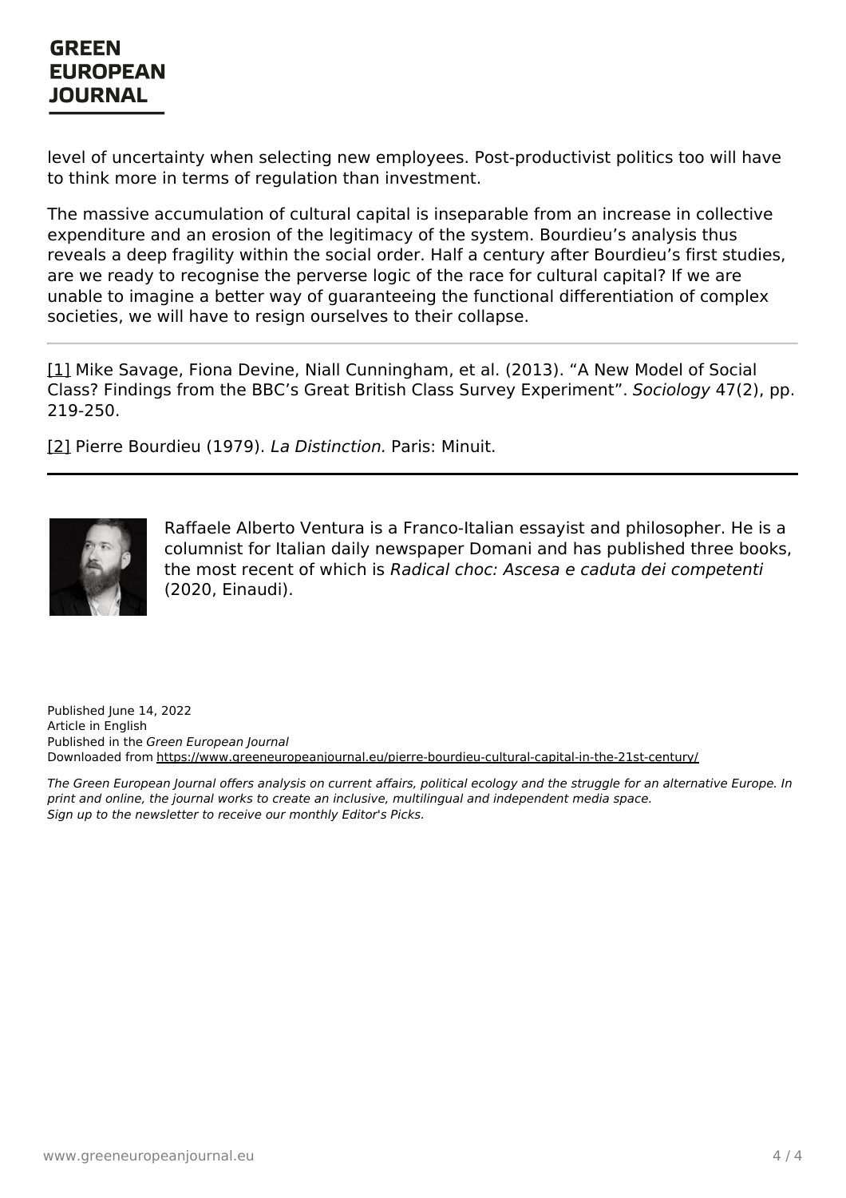level of uncertainty when selecting new employees. Post-productivist politics too will have to think more in terms of regulation than investment.

The massive accumulation of cultural capital is inseparable from an increase in collective expenditure and an erosion of the legitimacy of the system. Bourdieu's analysis thus reveals a deep fragility within the social order. Half a century after Bourdieu's first studies, are we ready to recognise the perverse logic of the race for cultural capital? If we are unable to imagine a better way of guaranteeing the functional differentiation of complex societies, we will have to resign ourselves to their collapse.

---

[1] Mike Savage, Fiona Devine, Niall Cunningham, et al. (2013). "A New Model of Social Class? Findings from the BBC's Great British Class Survey Experiment". *Sociology* 47(2), pp. 219-250.

[2] Pierre Bourdieu (1979). *La Distinction.* Paris: Minuit.

---

Raffaele Alberto Ventura is a Franco-Italian essayist and philosopher. He is a columnist for Italian daily newspaper Domani and has published three books, the most recent of which is *Radical choc: Ascesa e caduta dei competenti* (2020, Einaudi).

Published June 14, 2022
Article in English
Published in the *Green European Journal*
Downloaded from https://www.greeneuropeanjournal.eu/pierre-bourdieu-cultural-capital-in-the-21st-century/

*The Green European Journal offers analysis on current affairs, political ecology and the struggle for an alternative Europe. In print and online, the journal works to create an inclusive, multilingual and independent media space. Sign up to the newsletter to receive our monthly Editor's Picks.*